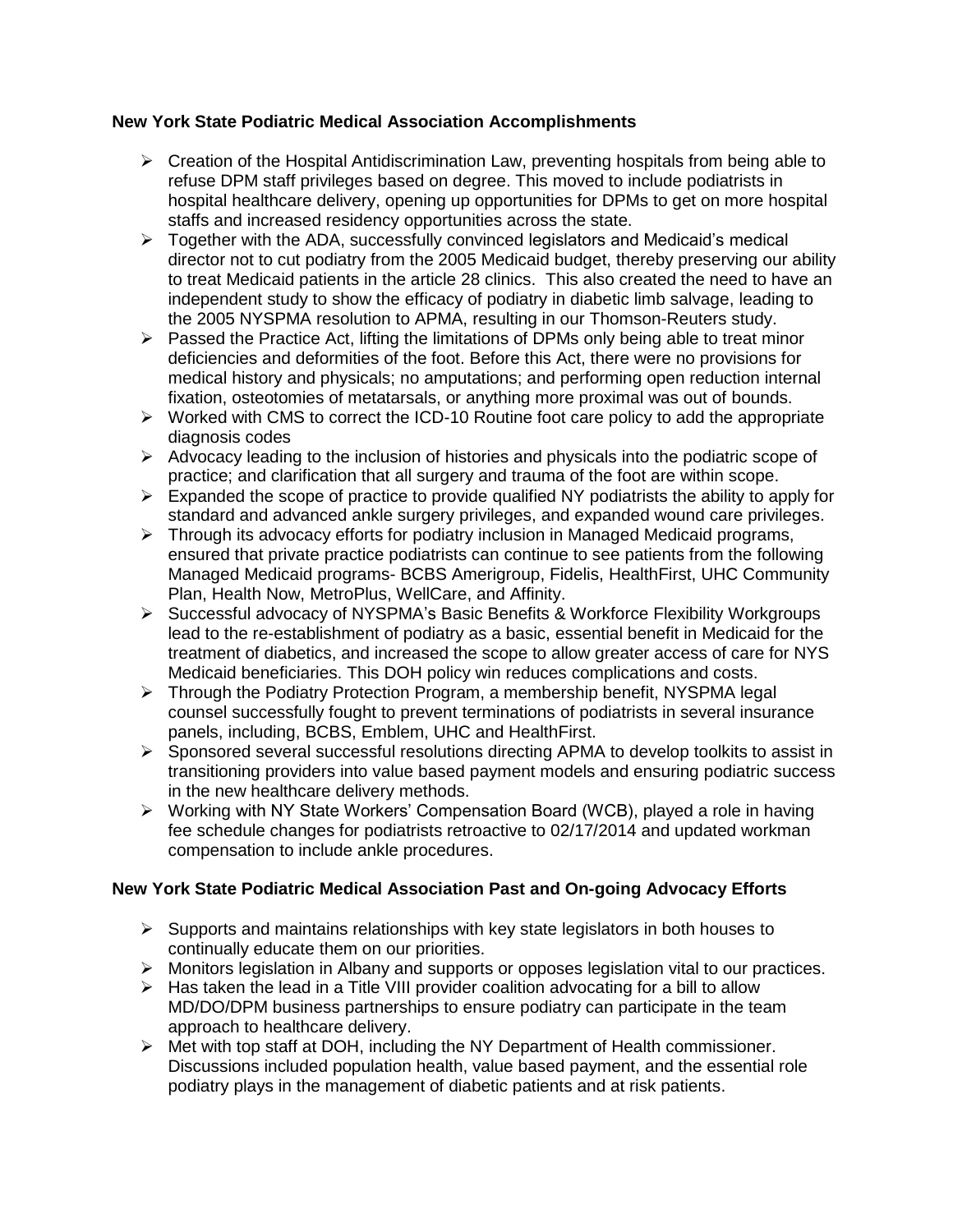**New York State Podiatric Medical Association Accomplishments**

- Creation of the Hospital Antidiscrimination Law, preventing hospitals from being able to refuse DPM staff privileges based on degree. This moved to include podiatrists in hospital healthcare delivery, opening up opportunities for DPMs to get on more hospital staffs and increased residency opportunities across the state.
- Together with the ADA, successfully convinced legislators and Medicaid's medical director not to cut podiatry from the 2005 Medicaid budget, thereby preserving our ability to treat Medicaid patients in the article 28 clinics. This also created the need to have an independent study to show the efficacy of podiatry in diabetic limb salvage, leading to the 2005 NYSPMA resolution to APMA, resulting in our Thomson-Reuters study.
- Passed the Practice Act, lifting the limitations of DPMs only being able to treat minor deficiencies and deformities of the foot. Before this Act, there were no provisions for medical history and physicals; no amputations; and performing open reduction internal fixation, osteotomies of metatarsals, or anything more proximal was out of bounds.
- Worked with CMS to correct the ICD-10 Routine foot care policy to add the appropriate diagnosis codes
- Advocacy leading to the inclusion of histories and physicals into the podiatric scope of practice; and clarification that all surgery and trauma of the foot are within scope.
- Expanded the scope of practice to provide qualified NY podiatrists the ability to apply for standard and advanced ankle surgery privileges, and expanded wound care privileges.
- Through its advocacy efforts for podiatry inclusion in Managed Medicaid programs, ensured that private practice podiatrists can continue to see patients from the following Managed Medicaid programs- BCBS Amerigroup, Fidelis, HealthFirst, UHC Community Plan, Health Now, MetroPlus, WellCare, and Affinity.
- Successful advocacy of NYSPMA's Basic Benefits & Workforce Flexibility Workgroups lead to the re-establishment of podiatry as a basic, essential benefit in Medicaid for the treatment of diabetics, and increased the scope to allow greater access of care for NYS Medicaid beneficiaries. This DOH policy win reduces complications and costs.
- Through the Podiatry Protection Program, a membership benefit, NYSPMA legal counsel successfully fought to prevent terminations of podiatrists in several insurance panels, including, BCBS, Emblem, UHC and HealthFirst.
- Sponsored several successful resolutions directing APMA to develop toolkits to assist in transitioning providers into value based payment models and ensuring podiatric success in the new healthcare delivery methods.
- Working with NY State Workers' Compensation Board (WCB), played a role in having fee schedule changes for podiatrists retroactive to 02/17/2014 and updated workman compensation to include ankle procedures.

**New York State Podiatric Medical Association Past and On-going Advocacy Efforts**

- Supports and maintains relationships with key state legislators in both houses to continually educate them on our priorities.
- Monitors legislation in Albany and supports or opposes legislation vital to our practices.
- Has taken the lead in a Title VIII provider coalition advocating for a bill to allow MD/DO/DPM business partnerships to ensure podiatry can participate in the team approach to healthcare delivery.
- Met with top staff at DOH, including the NY Department of Health commissioner. Discussions included population health, value based payment, and the essential role podiatry plays in the management of diabetic patients and at risk patients.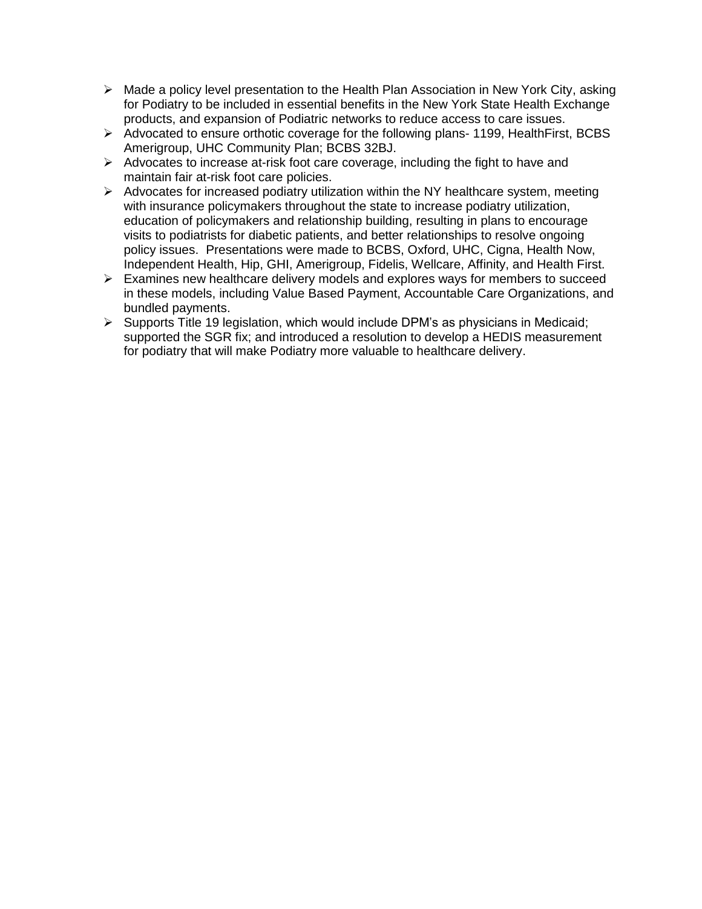- Made a policy level presentation to the Health Plan Association in New York City, asking for Podiatry to be included in essential benefits in the New York State Health Exchange products, and expansion of Podiatric networks to reduce access to care issues.
- Advocated to ensure orthotic coverage for the following plans- 1199, HealthFirst, BCBS Amerigroup, UHC Community Plan; BCBS 32BJ.
- Advocates to increase at-risk foot care coverage, including the fight to have and maintain fair at-risk foot care policies.
- Advocates for increased podiatry utilization within the NY healthcare system, meeting with insurance policymakers throughout the state to increase podiatry utilization, education of policymakers and relationship building, resulting in plans to encourage visits to podiatrists for diabetic patients, and better relationships to resolve ongoing policy issues. Presentations were made to BCBS, Oxford, UHC, Cigna, Health Now, Independent Health, Hip, GHI, Amerigroup, Fidelis, Wellcare, Affinity, and Health First.
- Examines new healthcare delivery models and explores ways for members to succeed in these models, including Value Based Payment, Accountable Care Organizations, and bundled payments.
- Supports Title 19 legislation, which would include DPM's as physicians in Medicaid; supported the SGR fix; and introduced a resolution to develop a HEDIS measurement for podiatry that will make Podiatry more valuable to healthcare delivery.